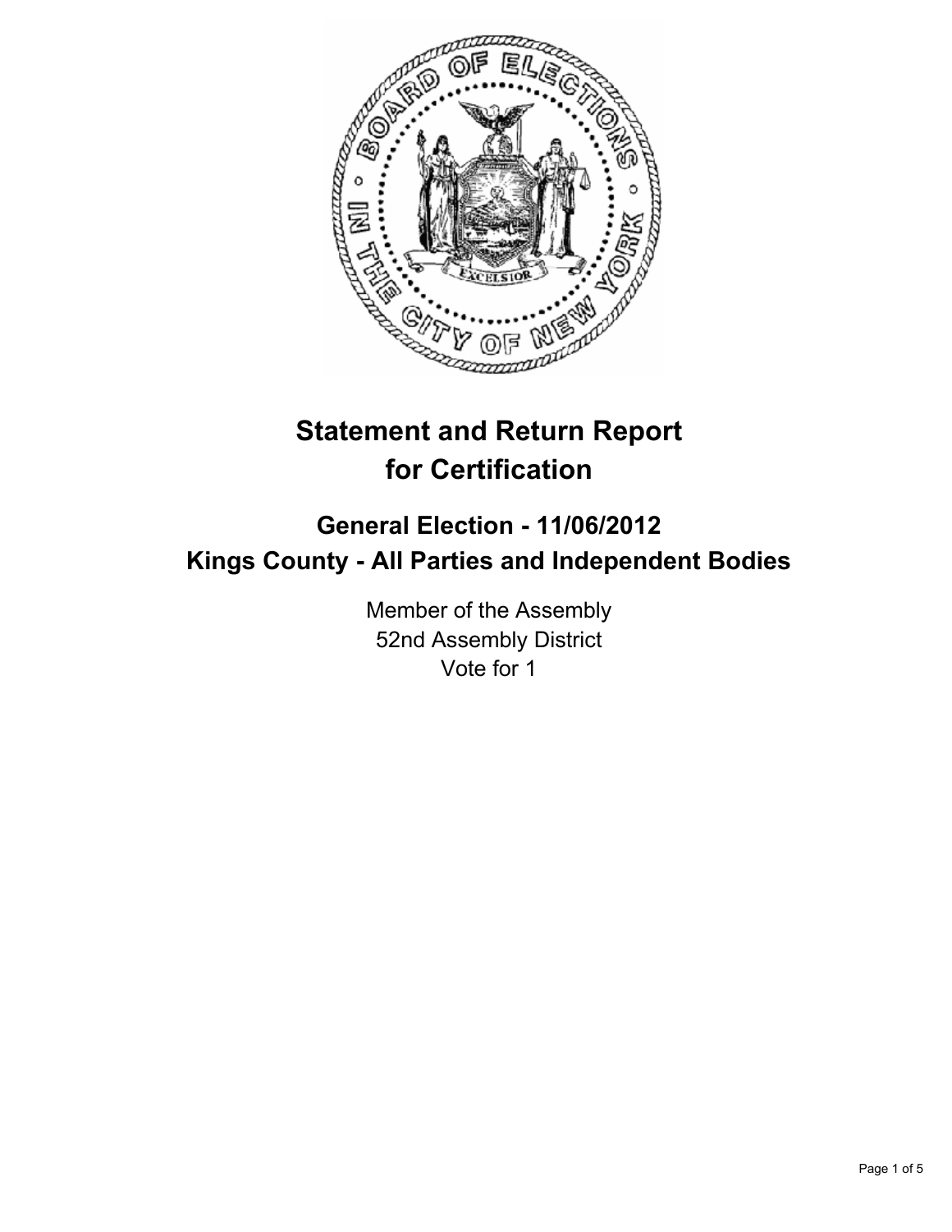# Statement and Return Report for Certification

## General Election - 11/06/2012
## Kings County - All Parties and Independent Bodies

Member of the Assembly
52nd Assembly District
Vote for 1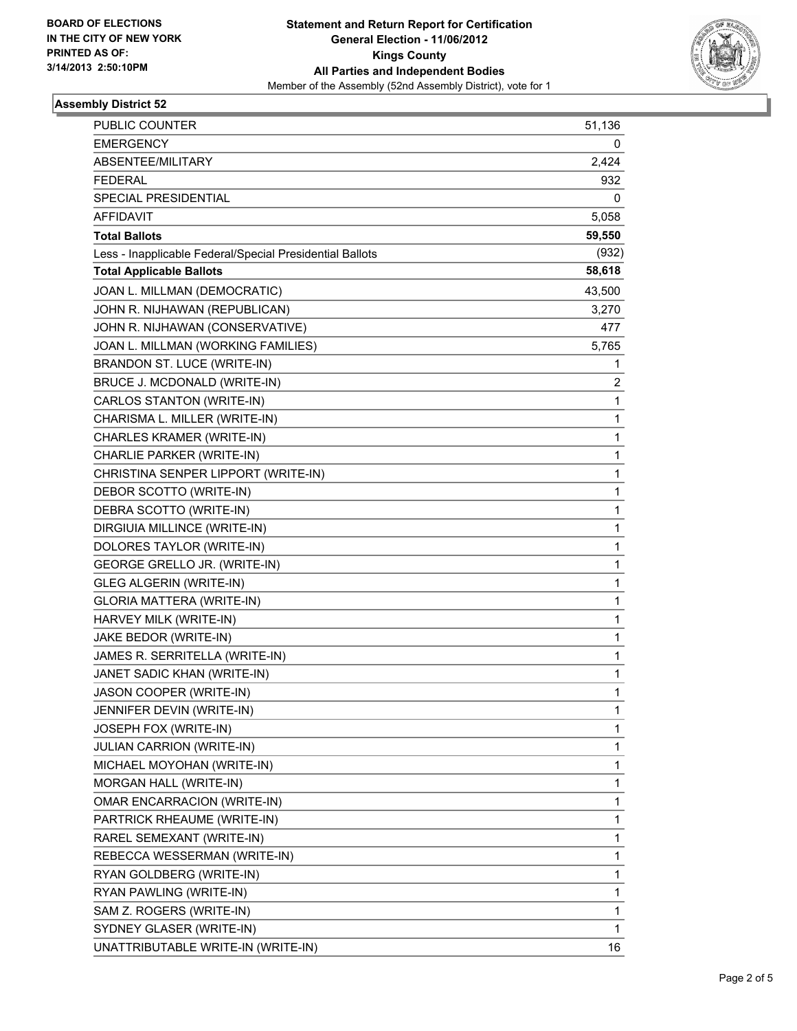BOARD OF ELECTIONS
IN THE CITY OF NEW YORK
PRINTED AS OF:
3/14/2013 2:50:10PM

**Statement and Return Report for Certification**
**General Election - 11/06/2012**
**Kings County**
**All Parties and Independent Bodies**
Member of the Assembly (52nd Assembly District), vote for 1

## Assembly District 52

| | |
|---|---|
| PUBLIC COUNTER | 51,136 |
| EMERGENCY | 0 |
| ABSENTEE/MILITARY | 2,424 |
| FEDERAL | 932 |
| SPECIAL PRESIDENTIAL | 0 |
| AFFIDAVIT | 5,058 |
| **Total Ballots** | **59,550** |
| Less - Inapplicable Federal/Special Presidential Ballots | (932) |
| **Total Applicable Ballots** | **58,618** |
| JOAN L. MILLMAN (DEMOCRATIC) | 43,500 |
| JOHN R. NIJHAWAN (REPUBLICAN) | 3,270 |
| JOHN R. NIJHAWAN (CONSERVATIVE) | 477 |
| JOAN L. MILLMAN (WORKING FAMILIES) | 5,765 |
| BRANDON ST. LUCE (WRITE-IN) | 1 |
| BRUCE J. MCDONALD (WRITE-IN) | 2 |
| CARLOS STANTON (WRITE-IN) | 1 |
| CHARISMA L. MILLER (WRITE-IN) | 1 |
| CHARLES KRAMER (WRITE-IN) | 1 |
| CHARLIE PARKER (WRITE-IN) | 1 |
| CHRISTINA SENPER LIPPORT (WRITE-IN) | 1 |
| DEBOR SCOTTO (WRITE-IN) | 1 |
| DEBRA SCOTTO (WRITE-IN) | 1 |
| DIRGIUIA MILLINCE (WRITE-IN) | 1 |
| DOLORES TAYLOR (WRITE-IN) | 1 |
| GEORGE GRELLO JR. (WRITE-IN) | 1 |
| GLEG ALGERIN (WRITE-IN) | 1 |
| GLORIA MATTERA (WRITE-IN) | 1 |
| HARVEY MILK (WRITE-IN) | 1 |
| JAKE BEDOR (WRITE-IN) | 1 |
| JAMES R. SERRITELLA (WRITE-IN) | 1 |
| JANET SADIC KHAN (WRITE-IN) | 1 |
| JASON COOPER (WRITE-IN) | 1 |
| JENNIFER DEVIN (WRITE-IN) | 1 |
| JOSEPH FOX (WRITE-IN) | 1 |
| JULIAN CARRION (WRITE-IN) | 1 |
| MICHAEL MOYOHAN (WRITE-IN) | 1 |
| MORGAN HALL (WRITE-IN) | 1 |
| OMAR ENCARRACION (WRITE-IN) | 1 |
| PARTRICK RHEAUME (WRITE-IN) | 1 |
| RAREL SEMEXANT (WRITE-IN) | 1 |
| REBECCA WESSERMAN (WRITE-IN) | 1 |
| RYAN GOLDBERG (WRITE-IN) | 1 |
| RYAN PAWLING (WRITE-IN) | 1 |
| SAM Z. ROGERS (WRITE-IN) | 1 |
| SYDNEY GLASER (WRITE-IN) | 1 |
| UNATTRIBUTABLE WRITE-IN (WRITE-IN) | 16 |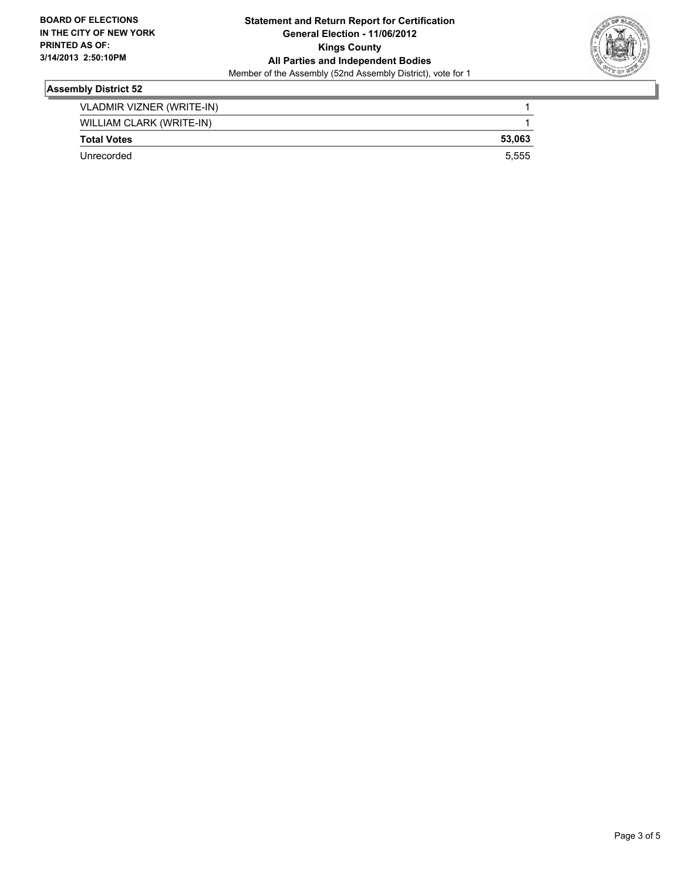**BOARD OF ELECTIONS IN THE CITY OF NEW YORK PRINTED AS OF: 3/14/2013 2:50:10PM**

**Statement and Return Report for Certification General Election - 11/06/2012 Kings County All Parties and Independent Bodies**

Member of the Assembly (52nd Assembly District), vote for 1

## Assembly District 52

| | |
|---|---|
| VLADMIR VIZNER (WRITE-IN) | 1 |
| WILLIAM CLARK (WRITE-IN) | 1 |
| **Total Votes** | **53,063** |
| Unrecorded | 5,555 |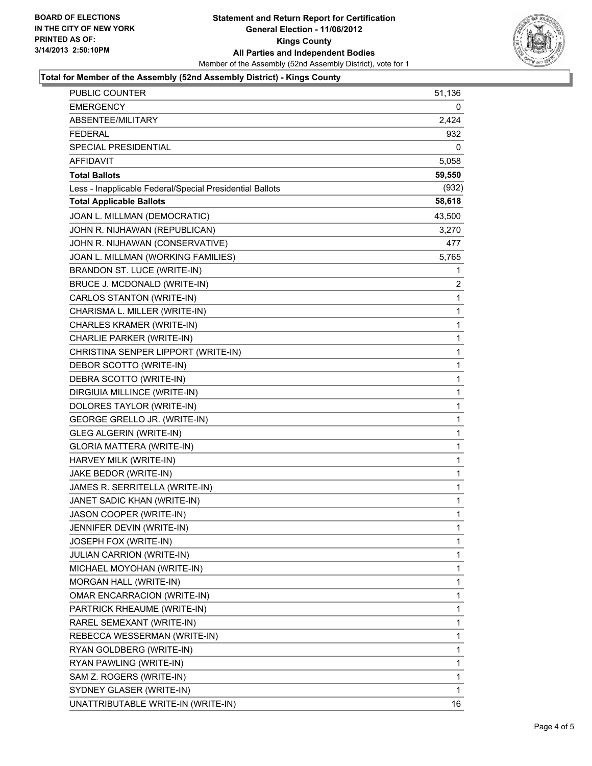BOARD OF ELECTIONS
IN THE CITY OF NEW YORK
PRINTED AS OF:
3/14/2013 2:50:10PM

# Statement and Return Report for Certification
## General Election - 11/06/2012
## Kings County
## All Parties and Independent Bodies

Member of the Assembly (52nd Assembly District), vote for 1

### Total for Member of the Assembly (52nd Assembly District) - Kings County

| | |
|---|---|
| PUBLIC COUNTER | 51,136 |
| EMERGENCY | 0 |
| ABSENTEE/MILITARY | 2,424 |
| FEDERAL | 932 |
| SPECIAL PRESIDENTIAL | 0 |
| AFFIDAVIT | 5,058 |
| **Total Ballots** | **59,550** |
| Less - Inapplicable Federal/Special Presidential Ballots | (932) |
| **Total Applicable Ballots** | **58,618** |
| JOAN L. MILLMAN (DEMOCRATIC) | 43,500 |
| JOHN R. NIJHAWAN (REPUBLICAN) | 3,270 |
| JOHN R. NIJHAWAN (CONSERVATIVE) | 477 |
| JOAN L. MILLMAN (WORKING FAMILIES) | 5,765 |
| BRANDON ST. LUCE (WRITE-IN) | 1 |
| BRUCE J. MCDONALD (WRITE-IN) | 2 |
| CARLOS STANTON (WRITE-IN) | 1 |
| CHARISMA L. MILLER (WRITE-IN) | 1 |
| CHARLES KRAMER (WRITE-IN) | 1 |
| CHARLIE PARKER (WRITE-IN) | 1 |
| CHRISTINA SENPER LIPPORT (WRITE-IN) | 1 |
| DEBOR SCOTTO (WRITE-IN) | 1 |
| DEBRA SCOTTO (WRITE-IN) | 1 |
| DIRGIUIA MILLINCE (WRITE-IN) | 1 |
| DOLORES TAYLOR (WRITE-IN) | 1 |
| GEORGE GRELLO JR. (WRITE-IN) | 1 |
| GLEG ALGERIN (WRITE-IN) | 1 |
| GLORIA MATTERA (WRITE-IN) | 1 |
| HARVEY MILK (WRITE-IN) | 1 |
| JAKE BEDOR (WRITE-IN) | 1 |
| JAMES R. SERRITELLA (WRITE-IN) | 1 |
| JANET SADIC KHAN (WRITE-IN) | 1 |
| JASON COOPER (WRITE-IN) | 1 |
| JENNIFER DEVIN (WRITE-IN) | 1 |
| JOSEPH FOX (WRITE-IN) | 1 |
| JULIAN CARRION (WRITE-IN) | 1 |
| MICHAEL MOYOHAN (WRITE-IN) | 1 |
| MORGAN HALL (WRITE-IN) | 1 |
| OMAR ENCARRACION (WRITE-IN) | 1 |
| PARTRICK RHEAUME (WRITE-IN) | 1 |
| RAREL SEMEXANT (WRITE-IN) | 1 |
| REBECCA WESSERMAN (WRITE-IN) | 1 |
| RYAN GOLDBERG (WRITE-IN) | 1 |
| RYAN PAWLING (WRITE-IN) | 1 |
| SAM Z. ROGERS (WRITE-IN) | 1 |
| SYDNEY GLASER (WRITE-IN) | 1 |
| UNATTRIBUTABLE WRITE-IN (WRITE-IN) | 16 |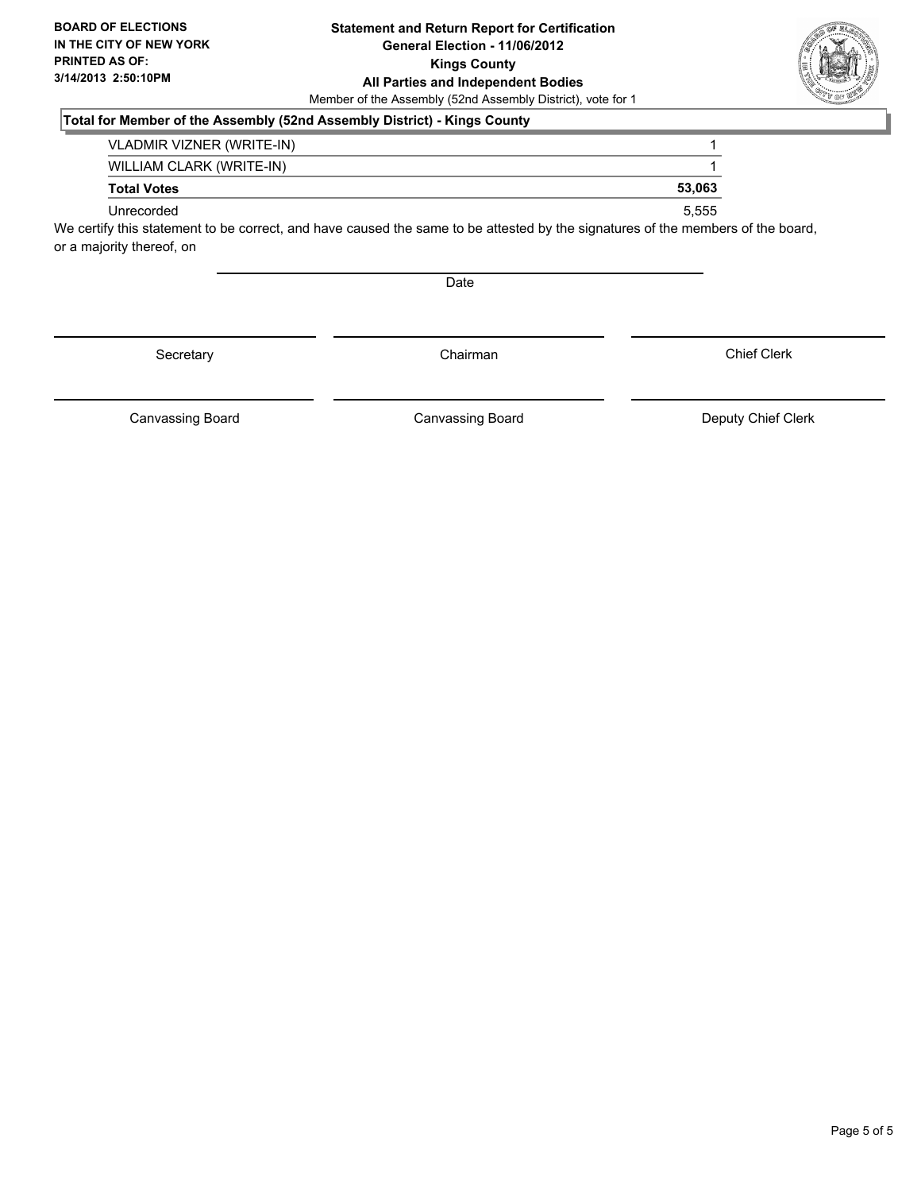**BOARD OF ELECTIONS IN THE CITY OF NEW YORK PRINTED AS OF: 3/14/2013 2:50:10PM**

**Statement and Return Report for Certification**
**General Election - 11/06/2012**
**Kings County**
**All Parties and Independent Bodies**
Member of the Assembly (52nd Assembly District), vote for 1

**Total for Member of the Assembly (52nd Assembly District) - Kings County**

| | |
|---|---|
| VLADMIR VIZNER (WRITE-IN) | 1 |
| WILLIAM CLARK (WRITE-IN) | 1 |
| **Total Votes** | **53,063** |
| Unrecorded | 5,555 |

We certify this statement to be correct, and have caused the same to be attested by the signatures of the members of the board, or a majority thereof, on

Date

Secretary

Chairman

Chief Clerk

Canvassing Board

Canvassing Board

Deputy Chief Clerk